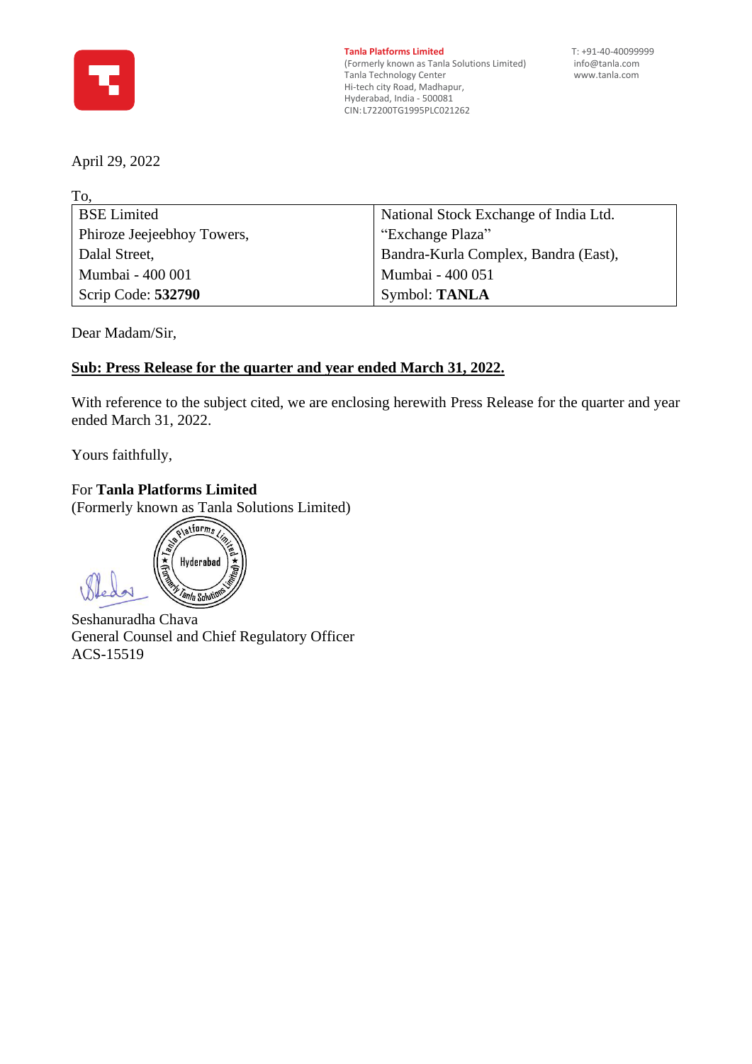**Tanla Platforms Limited**
(Formerly known as Tanla Solutions Limited)
Tanla Technology Center
Hi-tech city Road, Madhapur,
Hyderabad, India - 500081
CIN: L72200TG1995PLC021262

T: +91-40-40099999
info@tanla.com
www.tanla.com

April 29, 2022

To,

| BSE Limited | National Stock Exchange of India Ltd. |
|---|---|
| Phiroze Jeejeebhoy Towers, | "Exchange Plaza" |
| Dalal Street, | Bandra-Kurla Complex, Bandra (East), |
| Mumbai - 400 001 | Mumbai - 400 051 |
| Scrip Code: **532790** | Symbol: **TANLA** |

Dear Madam/Sir,

**Sub: Press Release for the quarter and year ended March 31, 2022.**

With reference to the subject cited, we are enclosing herewith Press Release for the quarter and year ended March 31, 2022.

Yours faithfully,

For **Tanla Platforms Limited**
(Formerly known as Tanla Solutions Limited)

Seshanuradha Chava
General Counsel and Chief Regulatory Officer
ACS-15519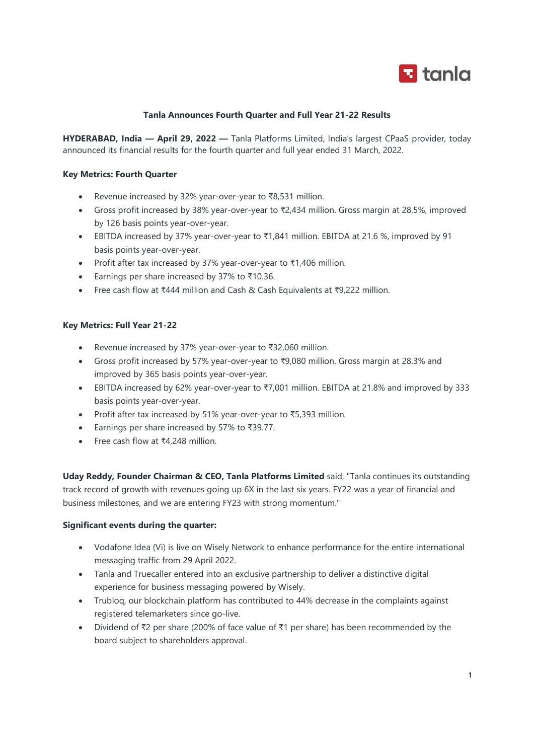**Tanla Announces Fourth Quarter and Full Year 21-22 Results**

**HYDERABAD, India — April 29, 2022 —** Tanla Platforms Limited, India's largest CPaaS provider, today announced its financial results for the fourth quarter and full year ended 31 March, 2022.

**Key Metrics: Fourth Quarter**

- Revenue increased by 32% year-over-year to ₹8,531 million.
- Gross profit increased by 38% year-over-year to ₹2,434 million. Gross margin at 28.5%, improved by 126 basis points year-over-year.
- EBITDA increased by 37% year-over-year to ₹1,841 million. EBITDA at 21.6 %, improved by 91 basis points year-over-year.
- Profit after tax increased by 37% year-over-year to ₹1,406 million.
- Earnings per share increased by 37% to ₹10.36.
- Free cash flow at ₹444 million and Cash & Cash Equivalents at ₹9,222 million.

**Key Metrics: Full Year 21-22**

- Revenue increased by 37% year-over-year to ₹32,060 million.
- Gross profit increased by 57% year-over-year to ₹9,080 million. Gross margin at 28.3% and improved by 365 basis points year-over-year.
- EBITDA increased by 62% year-over-year to ₹7,001 million. EBITDA at 21.8% and improved by 333 basis points year-over-year.
- Profit after tax increased by 51% year-over-year to ₹5,393 million.
- Earnings per share increased by 57% to ₹39.77.
- Free cash flow at ₹4,248 million.

**Uday Reddy, Founder Chairman & CEO, Tanla Platforms Limited** said, "Tanla continues its outstanding track record of growth with revenues going up 6X in the last six years. FY22 was a year of financial and business milestones, and we are entering FY23 with strong momentum."

**Significant events during the quarter:**

- Vodafone Idea (Vi) is live on Wisely Network to enhance performance for the entire international messaging traffic from 29 April 2022.
- Tanla and Truecaller entered into an exclusive partnership to deliver a distinctive digital experience for business messaging powered by Wisely.
- Trubloq, our blockchain platform has contributed to 44% decrease in the complaints against registered telemarketers since go-live.
- Dividend of ₹2 per share (200% of face value of ₹1 per share) has been recommended by the board subject to shareholders approval.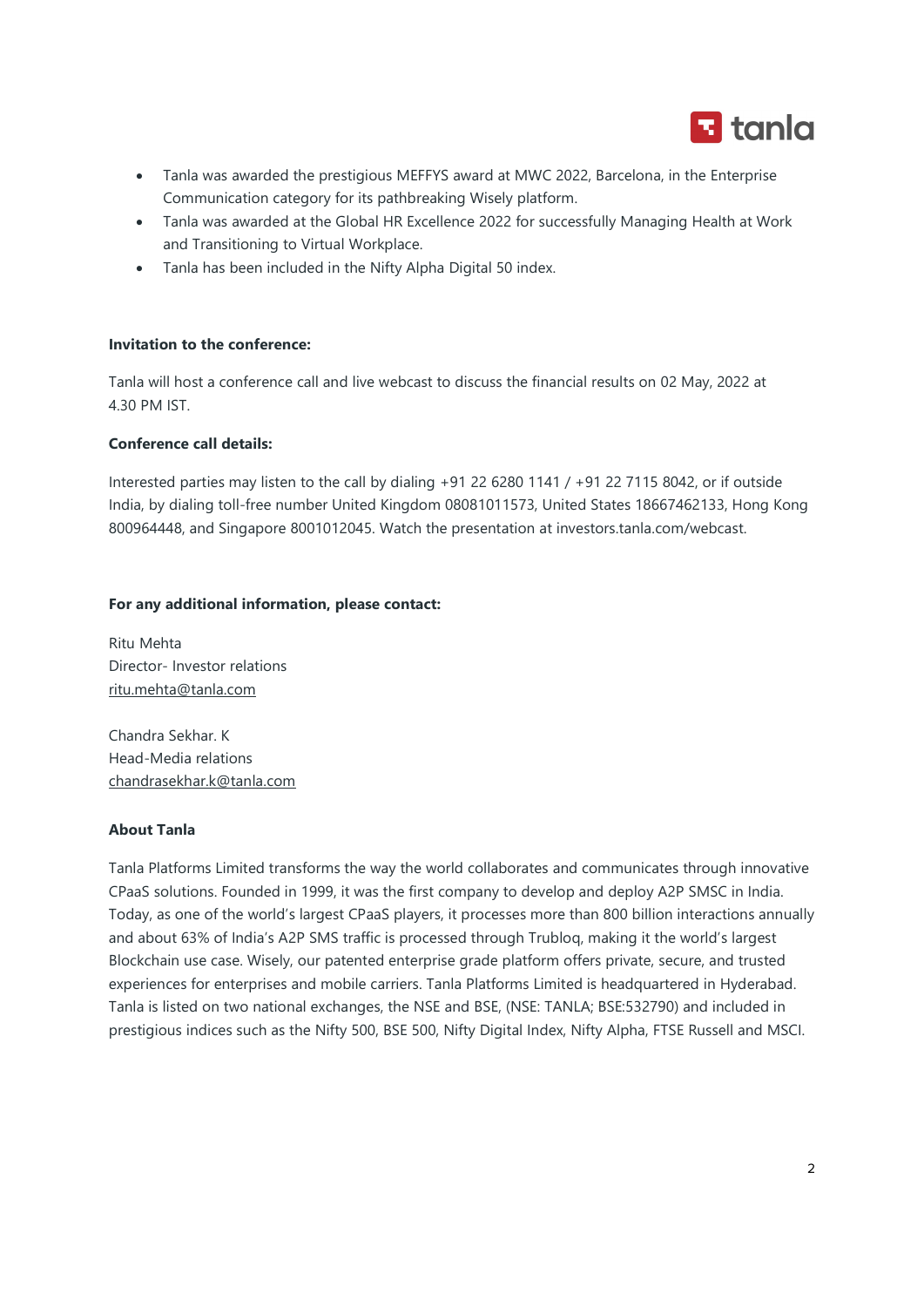- Tanla was awarded the prestigious MEFFYS award at MWC 2022, Barcelona, in the Enterprise Communication category for its pathbreaking Wisely platform.
- Tanla was awarded at the Global HR Excellence 2022 for successfully Managing Health at Work and Transitioning to Virtual Workplace.
- Tanla has been included in the Nifty Alpha Digital 50 index.

**Invitation to the conference:**

Tanla will host a conference call and live webcast to discuss the financial results on 02 May, 2022 at 4.30 PM IST.

**Conference call details:**

Interested parties may listen to the call by dialing +91 22 6280 1141 / +91 22 7115 8042, or if outside India, by dialing toll-free number United Kingdom 08081011573, United States 18667462133, Hong Kong 800964448, and Singapore 8001012045. Watch the presentation at investors.tanla.com/webcast.

**For any additional information, please contact:**

Ritu Mehta
Director- Investor relations
ritu.mehta@tanla.com

Chandra Sekhar. K
Head-Media relations
chandrasekhar.k@tanla.com

**About Tanla**

Tanla Platforms Limited transforms the way the world collaborates and communicates through innovative CPaaS solutions. Founded in 1999, it was the first company to develop and deploy A2P SMSC in India. Today, as one of the world's largest CPaaS players, it processes more than 800 billion interactions annually and about 63% of India's A2P SMS traffic is processed through Trubloq, making it the world's largest Blockchain use case. Wisely, our patented enterprise grade platform offers private, secure, and trusted experiences for enterprises and mobile carriers. Tanla Platforms Limited is headquartered in Hyderabad. Tanla is listed on two national exchanges, the NSE and BSE, (NSE: TANLA; BSE:532790) and included in prestigious indices such as the Nifty 500, BSE 500, Nifty Digital Index, Nifty Alpha, FTSE Russell and MSCI.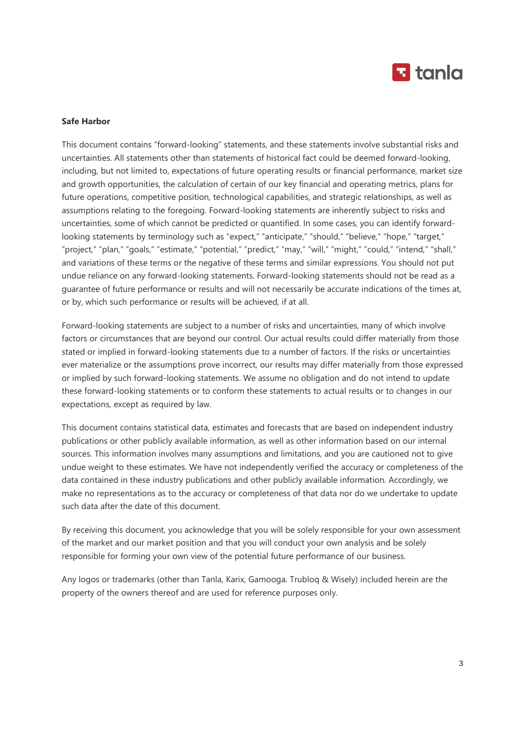## Safe Harbor

This document contains "forward-looking" statements, and these statements involve substantial risks and uncertainties. All statements other than statements of historical fact could be deemed forward-looking, including, but not limited to, expectations of future operating results or financial performance, market size and growth opportunities, the calculation of certain of our key financial and operating metrics, plans for future operations, competitive position, technological capabilities, and strategic relationships, as well as assumptions relating to the foregoing. Forward-looking statements are inherently subject to risks and uncertainties, some of which cannot be predicted or quantified. In some cases, you can identify forward-looking statements by terminology such as "expect," "anticipate," "should," "believe," "hope," "target," "project," "plan," "goals," "estimate," "potential," "predict," "may," "will," "might," "could," "intend," "shall," and variations of these terms or the negative of these terms and similar expressions. You should not put undue reliance on any forward-looking statements. Forward-looking statements should not be read as a guarantee of future performance or results and will not necessarily be accurate indications of the times at, or by, which such performance or results will be achieved, if at all.

Forward-looking statements are subject to a number of risks and uncertainties, many of which involve factors or circumstances that are beyond our control. Our actual results could differ materially from those stated or implied in forward-looking statements due to a number of factors. If the risks or uncertainties ever materialize or the assumptions prove incorrect, our results may differ materially from those expressed or implied by such forward-looking statements. We assume no obligation and do not intend to update these forward-looking statements or to conform these statements to actual results or to changes in our expectations, except as required by law.

This document contains statistical data, estimates and forecasts that are based on independent industry publications or other publicly available information, as well as other information based on our internal sources. This information involves many assumptions and limitations, and you are cautioned not to give undue weight to these estimates. We have not independently verified the accuracy or completeness of the data contained in these industry publications and other publicly available information. Accordingly, we make no representations as to the accuracy or completeness of that data nor do we undertake to update such data after the date of this document.

By receiving this document, you acknowledge that you will be solely responsible for your own assessment of the market and our market position and that you will conduct your own analysis and be solely responsible for forming your own view of the potential future performance of our business.

Any logos or trademarks (other than Tanla, Karix, Gamooga. Trubloq & Wisely) included herein are the property of the owners thereof and are used for reference purposes only.